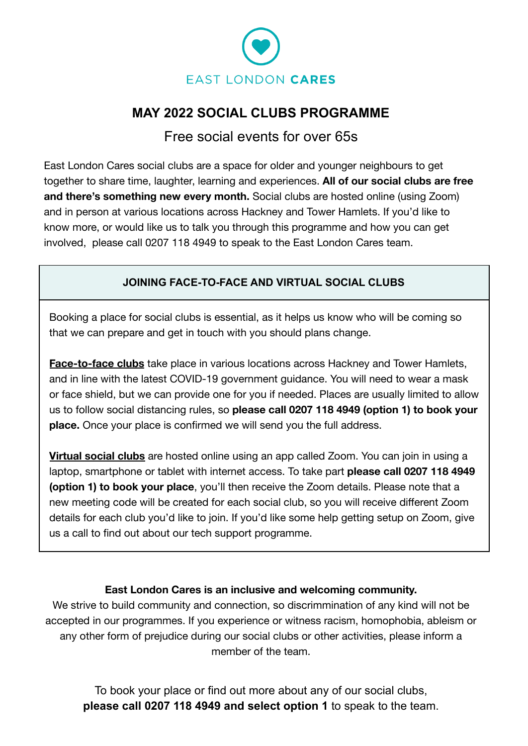EAST LONDON **CARES**

# MAY 2022 SOCIAL CLUBS PROGRAMME

Free social events for over 65s

East London Cares social clubs are a space for older and younger neighbours to get together to share time, laughter, learning and experiences. **All of our social clubs are free and there's something new every month.** Social clubs are hosted online (using Zoom) and in person at various locations across Hackney and Tower Hamlets. If you'd like to know more, or would like us to talk you through this programme and how you can get involved, please call 0207 118 4949 to speak to the East London Cares team.

## JOINING FACE-TO-FACE AND VIRTUAL SOCIAL CLUBS

Booking a place for social clubs is essential, as it helps us know who will be coming so that we can prepare and get in touch with you should plans change.

**Face-to-face clubs** take place in various locations across Hackney and Tower Hamlets, and in line with the latest COVID-19 government guidance. You will need to wear a mask or face shield, but we can provide one for you if needed. Places are usually limited to allow us to follow social distancing rules, so **please call 0207 118 4949 (option 1) to book your place.** Once your place is confirmed we will send you the full address.

**Virtual social clubs** are hosted online using an app called Zoom. You can join in using a laptop, smartphone or tablet with internet access. To take part **please call 0207 118 4949 (option 1) to book your place**, you'll then receive the Zoom details. Please note that a new meeting code will be created for each social club, so you will receive different Zoom details for each club you'd like to join. If you'd like some help getting setup on Zoom, give us a call to find out about our tech support programme.

**East London Cares is an inclusive and welcoming community.**

We strive to build community and connection, so discrimmination of any kind will not be accepted in our programmes. If you experience or witness racism, homophobia, ableism or any other form of prejudice during our social clubs or other activities, please inform a member of the team.

To book your place or find out more about any of our social clubs, **please call 0207 118 4949 and select option 1** to speak to the team.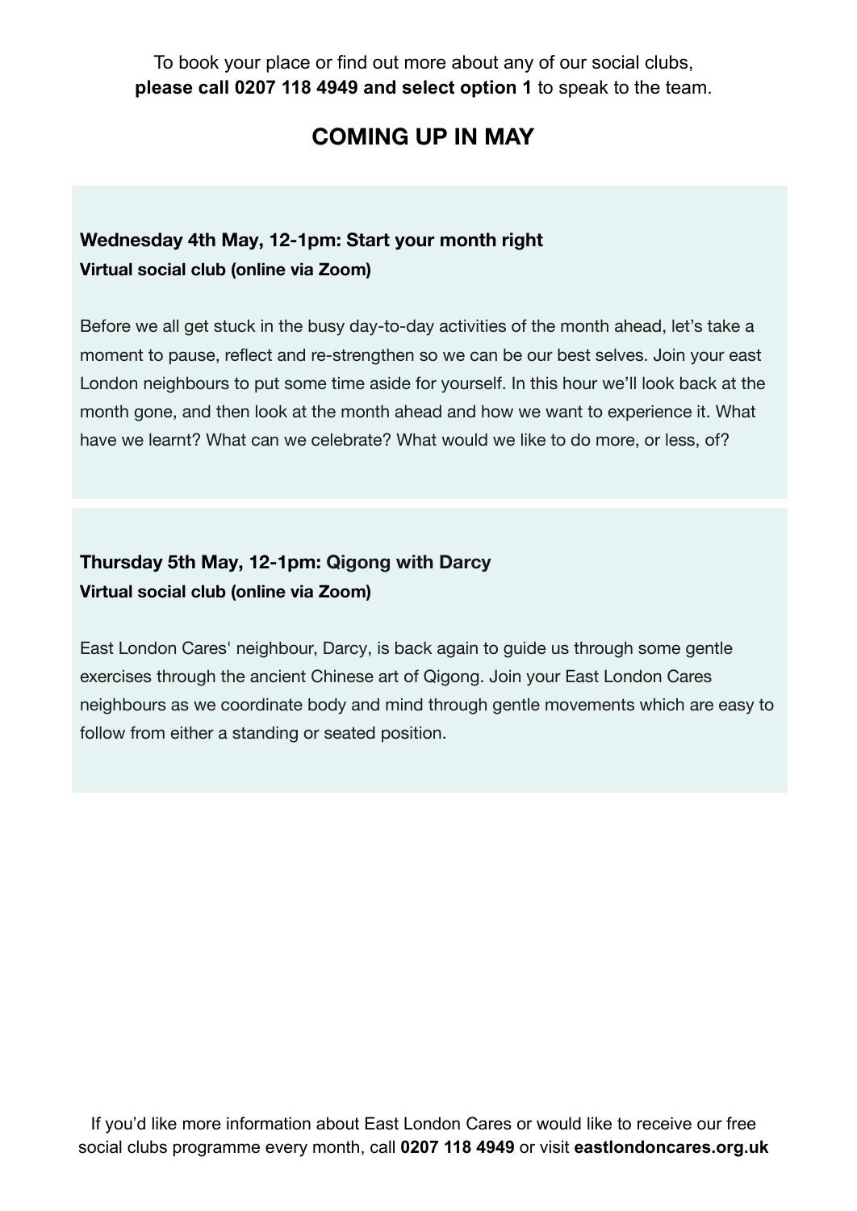To book your place or find out more about any of our social clubs, **please call 0207 118 4949 and select option 1** to speak to the team.

## COMING UP IN MAY

**Wednesday 4th May, 12-1pm: Start your month right**
**Virtual social club (online via Zoom)**

Before we all get stuck in the busy day-to-day activities of the month ahead, let's take a moment to pause, reflect and re-strengthen so we can be our best selves. Join your east London neighbours to put some time aside for yourself. In this hour we'll look back at the month gone, and then look at the month ahead and how we want to experience it. What have we learnt? What can we celebrate? What would we like to do more, or less, of?

**Thursday 5th May, 12-1pm: Qigong with Darcy**
**Virtual social club (online via Zoom)**

East London Cares' neighbour, Darcy, is back again to guide us through some gentle exercises through the ancient Chinese art of Qigong. Join your East London Cares neighbours as we coordinate body and mind through gentle movements which are easy to follow from either a standing or seated position.

If you'd like more information about East London Cares or would like to receive our free social clubs programme every month, call **0207 118 4949** or visit **eastlondoncares.org.uk**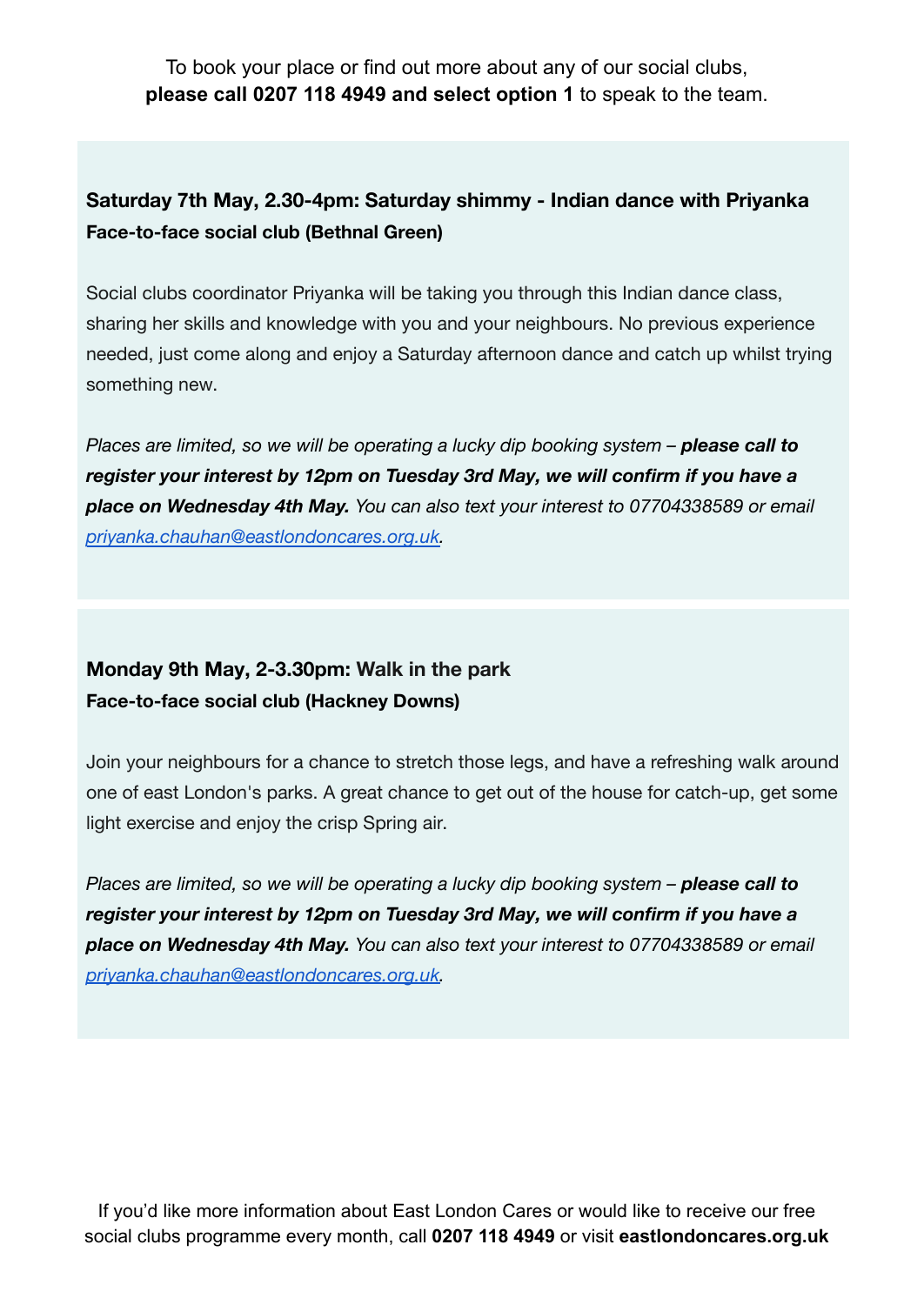To book your place or find out more about any of our social clubs, **please call 0207 118 4949 and select option 1** to speak to the team.

### Saturday 7th May, 2.30-4pm: Saturday shimmy - Indian dance with Priyanka

**Face-to-face social club (Bethnal Green)**

Social clubs coordinator Priyanka will be taking you through this Indian dance class, sharing her skills and knowledge with you and your neighbours. No previous experience needed, just come along and enjoy a Saturday afternoon dance and catch up whilst trying something new.

*Places are limited, so we will be operating a lucky dip booking system – **please call to register your interest by 12pm on Tuesday 3rd May, we will confirm if you have a place on Wednesday 4th May.** You can also text your interest to 07704338589 or email priyanka.chauhan@eastlondoncares.org.uk.*

### Monday 9th May, 2-3.30pm: Walk in the park

**Face-to-face social club (Hackney Downs)**

Join your neighbours for a chance to stretch those legs, and have a refreshing walk around one of east London's parks. A great chance to get out of the house for catch-up, get some light exercise and enjoy the crisp Spring air.

*Places are limited, so we will be operating a lucky dip booking system – **please call to register your interest by 12pm on Tuesday 3rd May, we will confirm if you have a place on Wednesday 4th May.** You can also text your interest to 07704338589 or email priyanka.chauhan@eastlondoncares.org.uk.*

If you'd like more information about East London Cares or would like to receive our free social clubs programme every month, call **0207 118 4949** or visit **eastlondoncares.org.uk**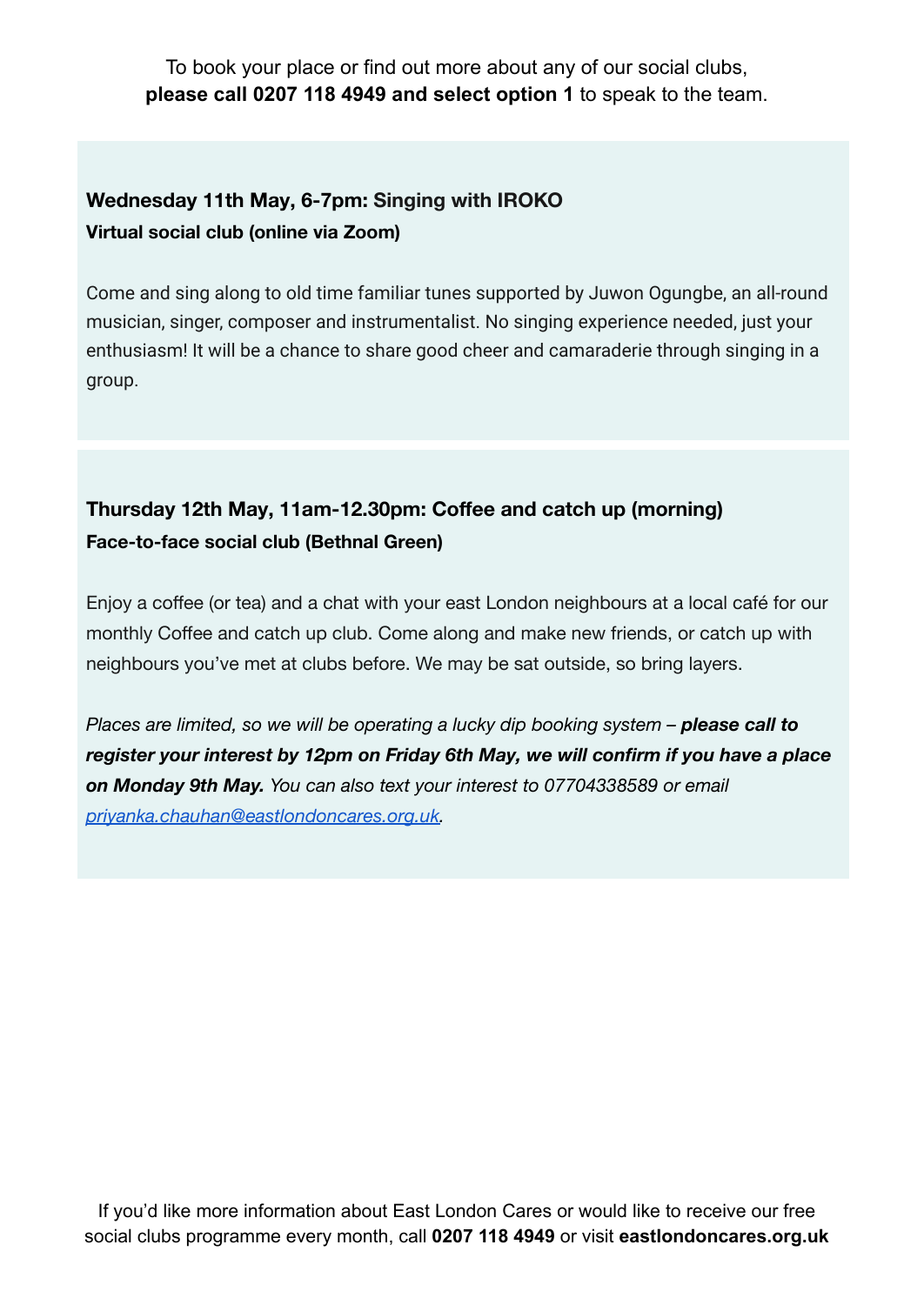To book your place or find out more about any of our social clubs, **please call 0207 118 4949 and select option 1** to speak to the team.

### Wednesday 11th May, 6-7pm: Singing with IROKO

**Virtual social club (online via Zoom)**

Come and sing along to old time familiar tunes supported by Juwon Ogungbe, an all-round musician, singer, composer and instrumentalist. No singing experience needed, just your enthusiasm! It will be a chance to share good cheer and camaraderie through singing in a group.

### Thursday 12th May, 11am-12.30pm: Coffee and catch up (morning)

**Face-to-face social club (Bethnal Green)**

Enjoy a coffee (or tea) and a chat with your east London neighbours at a local café for our monthly Coffee and catch up club. Come along and make new friends, or catch up with neighbours you've met at clubs before. We may be sat outside, so bring layers.

*Places are limited, so we will be operating a lucky dip booking system – **please call to register your interest by 12pm on Friday 6th May, we will confirm if you have a place on Monday 9th May.** You can also text your interest to 07704338589 or email [priyanka.chauhan@eastlondoncares.org.uk](mailto:priyanka.chauhan@eastlondoncares.org.uk).*

If you'd like more information about East London Cares or would like to receive our free social clubs programme every month, call **0207 118 4949** or visit **eastlondoncares.org.uk**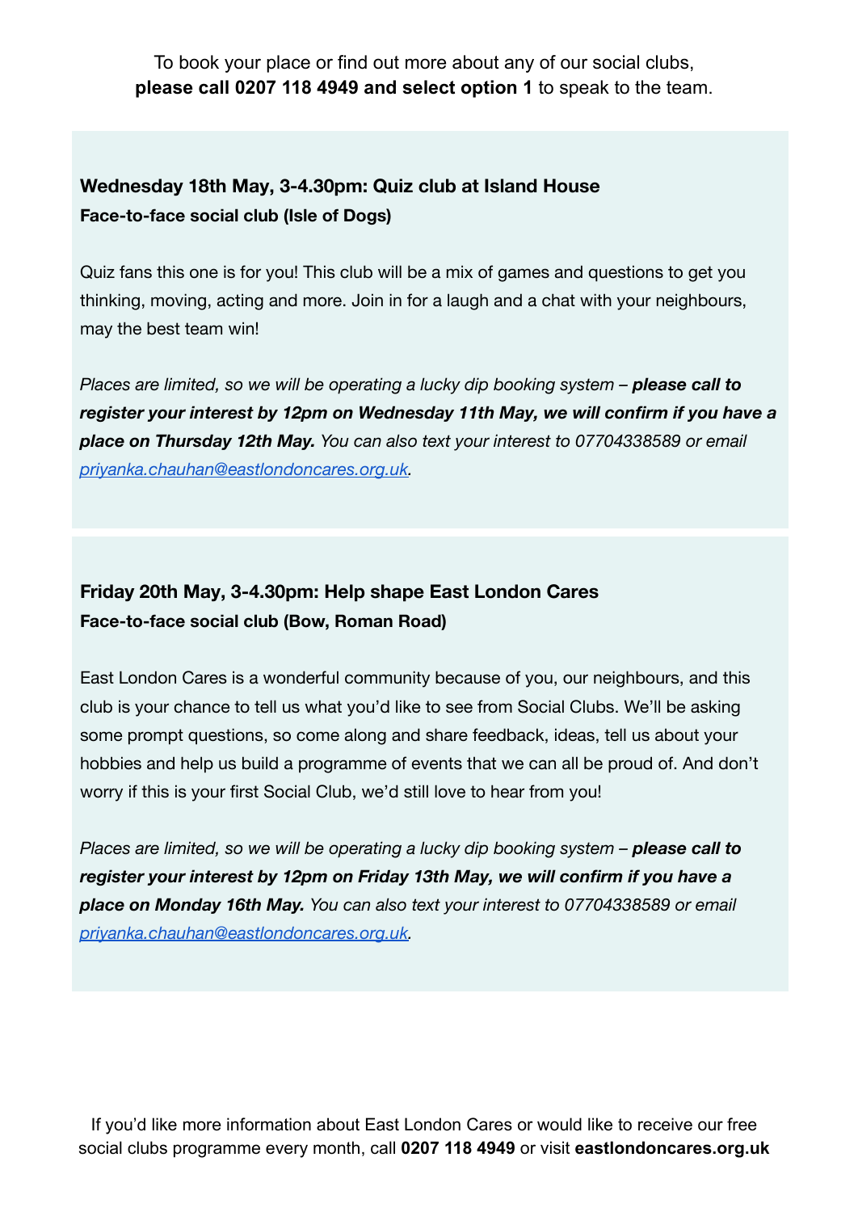To book your place or find out more about any of our social clubs, **please call 0207 118 4949 and select option 1** to speak to the team.

### Wednesday 18th May, 3-4.30pm: Quiz club at Island House

**Face-to-face social club (Isle of Dogs)**

Quiz fans this one is for you! This club will be a mix of games and questions to get you thinking, moving, acting and more. Join in for a laugh and a chat with your neighbours, may the best team win!

*Places are limited, so we will be operating a lucky dip booking system – **please call to register your interest by 12pm on Wednesday 11th May, we will confirm if you have a place on Thursday 12th May.** You can also text your interest to 07704338589 or email [priyanka.chauhan@eastlondoncares.org.uk](mailto:priyanka.chauhan@eastlondoncares.org.uk).*

### Friday 20th May, 3-4.30pm: Help shape East London Cares

**Face-to-face social club (Bow, Roman Road)**

East London Cares is a wonderful community because of you, our neighbours, and this club is your chance to tell us what you'd like to see from Social Clubs. We'll be asking some prompt questions, so come along and share feedback, ideas, tell us about your hobbies and help us build a programme of events that we can all be proud of. And don't worry if this is your first Social Club, we'd still love to hear from you!

*Places are limited, so we will be operating a lucky dip booking system – **please call to register your interest by 12pm on Friday 13th May, we will confirm if you have a place on Monday 16th May.** You can also text your interest to 07704338589 or email [priyanka.chauhan@eastlondoncares.org.uk](mailto:priyanka.chauhan@eastlondoncares.org.uk).*

If you'd like more information about East London Cares or would like to receive our free social clubs programme every month, call **0207 118 4949** or visit **eastlondoncares.org.uk**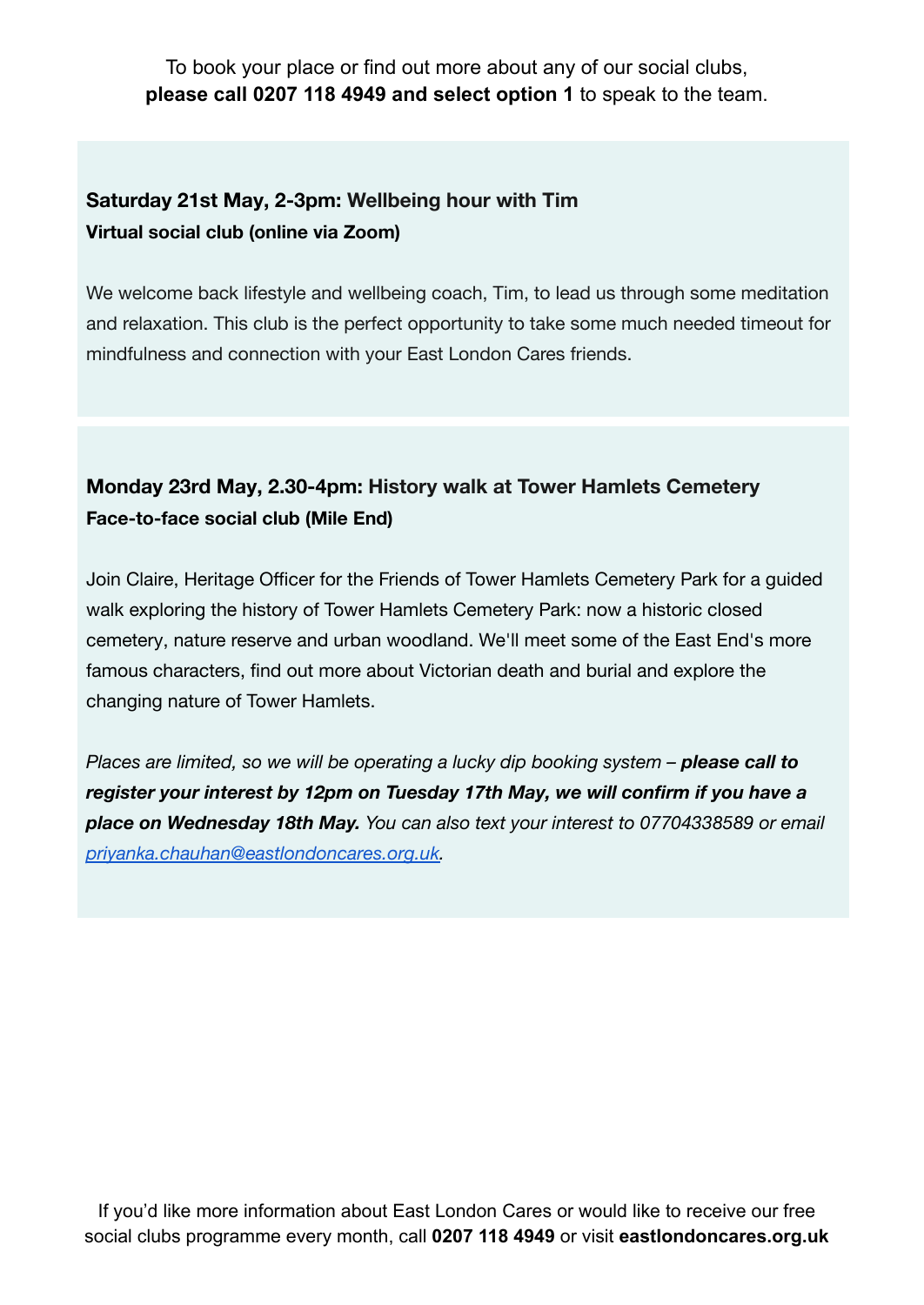To book your place or find out more about any of our social clubs, **please call 0207 118 4949 and select option 1** to speak to the team.

### **Saturday 21st May, 2-3pm: Wellbeing hour with Tim**

**Virtual social club (online via Zoom)**

We welcome back lifestyle and wellbeing coach, Tim, to lead us through some meditation and relaxation. This club is the perfect opportunity to take some much needed timeout for mindfulness and connection with your East London Cares friends.

### **Monday 23rd May, 2.30-4pm: History walk at Tower Hamlets Cemetery**

**Face-to-face social club (Mile End)**

Join Claire, Heritage Officer for the Friends of Tower Hamlets Cemetery Park for a guided walk exploring the history of Tower Hamlets Cemetery Park: now a historic closed cemetery, nature reserve and urban woodland. We'll meet some of the East End's more famous characters, find out more about Victorian death and burial and explore the changing nature of Tower Hamlets.

*Places are limited, so we will be operating a lucky dip booking system – **please call to register your interest by 12pm on Tuesday 17th May, we will confirm if you have a place on Wednesday 18th May.** You can also text your interest to 07704338589 or email [priyanka.chauhan@eastlondoncares.org.uk](mailto:priyanka.chauhan@eastlondoncares.org.uk).*

If you'd like more information about East London Cares or would like to receive our free social clubs programme every month, call **0207 118 4949** or visit **eastlondoncares.org.uk**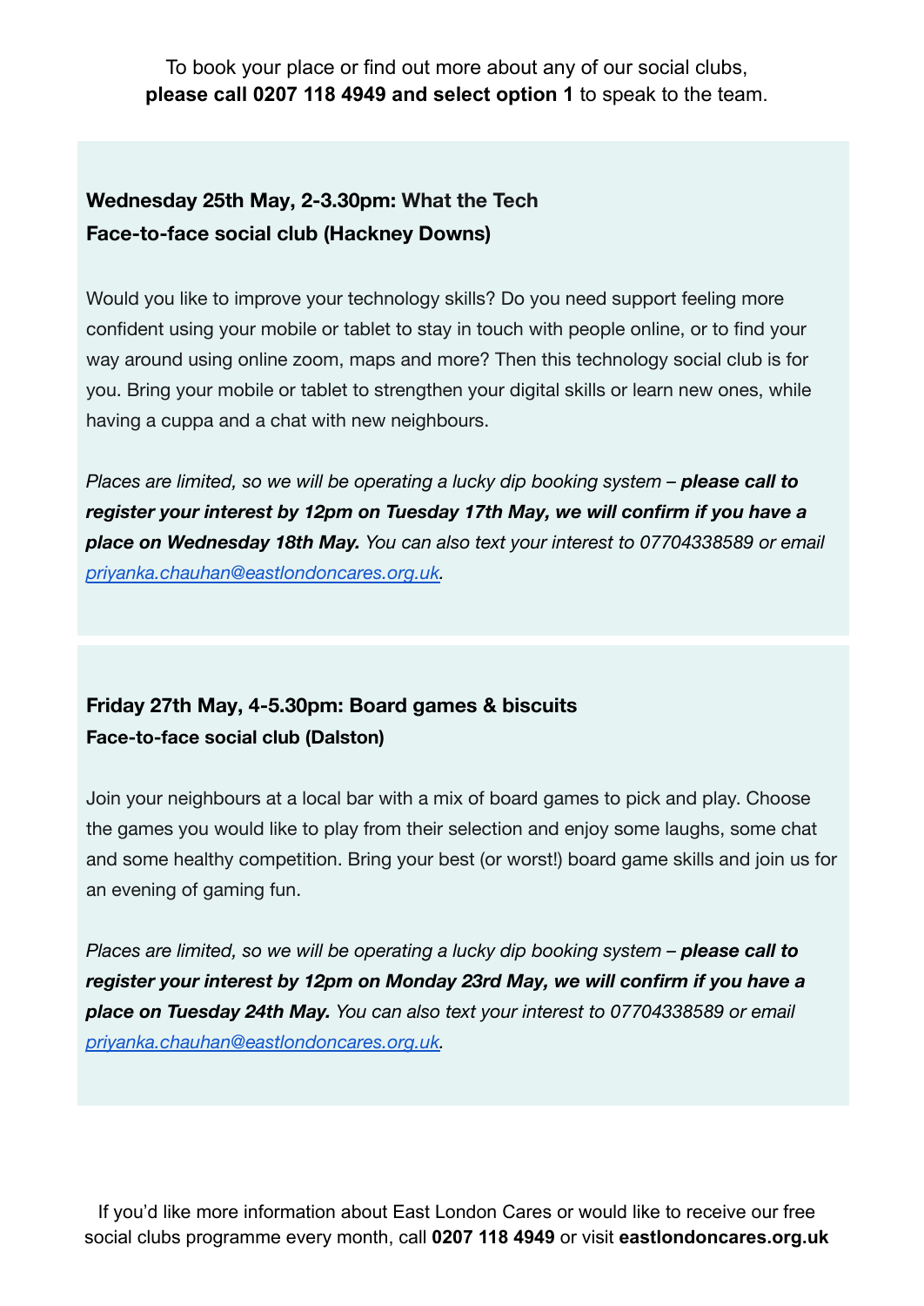To book your place or find out more about any of our social clubs, **please call 0207 118 4949 and select option 1** to speak to the team.

### Wednesday 25th May, 2-3.30pm: What the Tech
### Face-to-face social club (Hackney Downs)

Would you like to improve your technology skills? Do you need support feeling more confident using your mobile or tablet to stay in touch with people online, or to find your way around using online zoom, maps and more? Then this technology social club is for you. Bring your mobile or tablet to strengthen your digital skills or learn new ones, while having a cuppa and a chat with new neighbours.

*Places are limited, so we will be operating a lucky dip booking system – **please call to register your interest by 12pm on Tuesday 17th May, we will confirm if you have a place on Wednesday 18th May.** You can also text your interest to 07704338589 or email [priyanka.chauhan@eastlondoncares.org.uk](mailto:priyanka.chauhan@eastlondoncares.org.uk).*

### Friday 27th May, 4-5.30pm: Board games & biscuits
### Face-to-face social club (Dalston)

Join your neighbours at a local bar with a mix of board games to pick and play. Choose the games you would like to play from their selection and enjoy some laughs, some chat and some healthy competition. Bring your best (or worst!) board game skills and join us for an evening of gaming fun.

*Places are limited, so we will be operating a lucky dip booking system – **please call to register your interest by 12pm on Monday 23rd May, we will confirm if you have a place on Tuesday 24th May.** You can also text your interest to 07704338589 or email [priyanka.chauhan@eastlondoncares.org.uk](mailto:priyanka.chauhan@eastlondoncares.org.uk).*

If you'd like more information about East London Cares or would like to receive our free social clubs programme every month, call **0207 118 4949** or visit **eastlondoncares.org.uk**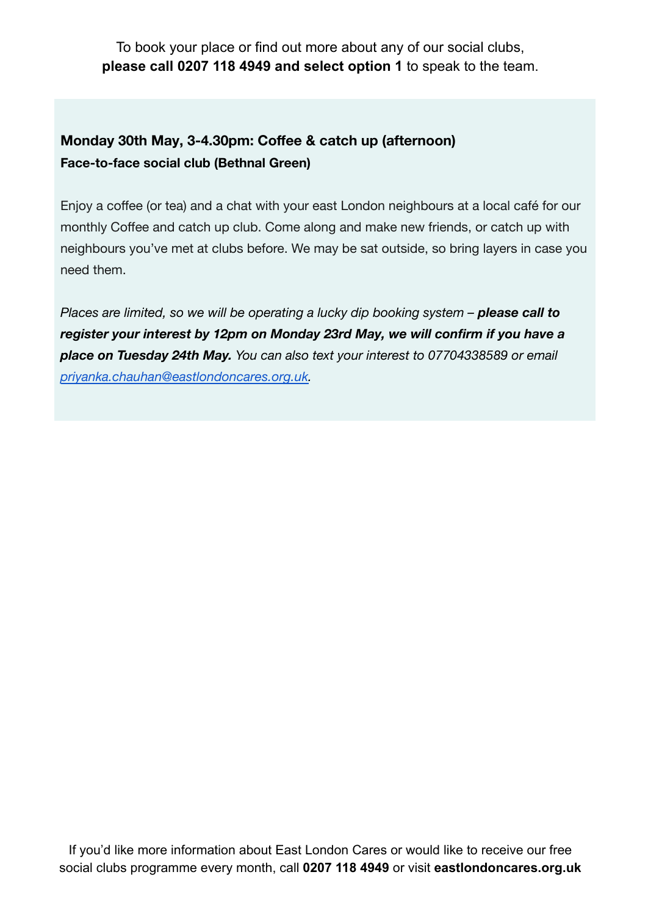To book your place or find out more about any of our social clubs, **please call 0207 118 4949 and select option 1** to speak to the team.

### Monday 30th May, 3-4.30pm: Coffee & catch up (afternoon)

**Face-to-face social club (Bethnal Green)**

Enjoy a coffee (or tea) and a chat with your east London neighbours at a local café for our monthly Coffee and catch up club. Come along and make new friends, or catch up with neighbours you've met at clubs before. We may be sat outside, so bring layers in case you need them.

*Places are limited, so we will be operating a lucky dip booking system – **please call to register your interest by 12pm on Monday 23rd May, we will confirm if you have a place on Tuesday 24th May.** You can also text your interest to 07704338589 or email [priyanka.chauhan@eastlondoncares.org.uk](mailto:priyanka.chauhan@eastlondoncares.org.uk).*

If you'd like more information about East London Cares or would like to receive our free social clubs programme every month, call **0207 118 4949** or visit **eastlondoncares.org.uk**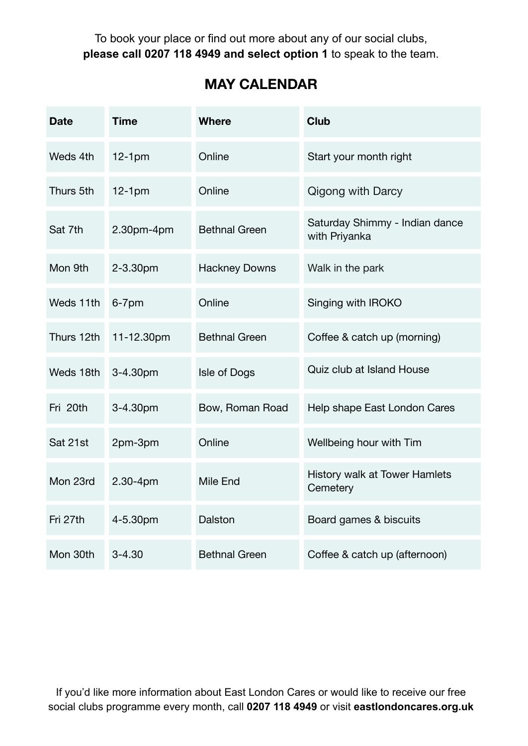To book your place or find out more about any of our social clubs, **please call 0207 118 4949 and select option 1** to speak to the team.

## MAY CALENDAR

| Date | Time | Where | Club |
|---|---|---|---|
| Weds 4th | 12-1pm | Online | Start your month right |
| Thurs 5th | 12-1pm | Online | Qigong with Darcy |
| Sat 7th | 2.30pm-4pm | Bethnal Green | Saturday Shimmy - Indian dance with Priyanka |
| Mon 9th | 2-3.30pm | Hackney Downs | Walk in the park |
| Weds 11th | 6-7pm | Online | Singing with IROKO |
| Thurs 12th | 11-12.30pm | Bethnal Green | Coffee & catch up (morning) |
| Weds 18th | 3-4.30pm | Isle of Dogs | Quiz club at Island House |
| Fri 20th | 3-4.30pm | Bow, Roman Road | Help shape East London Cares |
| Sat 21st | 2pm-3pm | Online | Wellbeing hour with Tim |
| Mon 23rd | 2.30-4pm | Mile End | History walk at Tower Hamlets Cemetery |
| Fri 27th | 4-5.30pm | Dalston | Board games & biscuits |
| Mon 30th | 3-4.30 | Bethnal Green | Coffee & catch up (afternoon) |

If you'd like more information about East London Cares or would like to receive our free social clubs programme every month, call **0207 118 4949** or visit **eastlondoncares.org.uk**